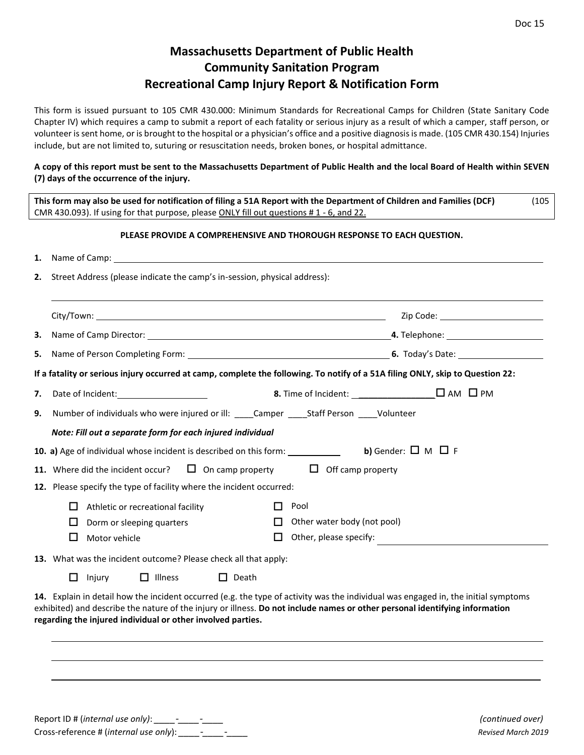# Massachusetts Department of Public Health
## Community Sanitation Program
## Recreational Camp Injury Report & Notification Form

This form is issued pursuant to 105 CMR 430.000: Minimum Standards for Recreational Camps for Children (State Sanitary Code Chapter IV) which requires a camp to submit a report of each fatality or serious injury as a result of which a camper, staff person, or volunteer is sent home, or is brought to the hospital or a physician's office and a positive diagnosis is made. (105 CMR 430.154) Injuries include, but are not limited to, suturing or resuscitation needs, broken bones, or hospital admittance.

**A copy of this report must be sent to the Massachusetts Department of Public Health and the local Board of Health within SEVEN (7) days of the occurrence of the injury.**

**This form may also be used for notification of filing a 51A Report with the Department of Children and Families (DCF)** (105 CMR 430.093). If using for that purpose, please ONLY fill out questions # 1 - 6, and 22.

**PLEASE PROVIDE A COMPREHENSIVE AND THOROUGH RESPONSE TO EACH QUESTION.**

**1.** Name of Camp: ______________________________

**2.** Street Address (please indicate the camp's in-session, physical address):

______________________________

City/Town: ______________________________ Zip Code: ______________

**3.** Name of Camp Director: ______________________________ **4.** Telephone: ______________

**5.** Name of Person Completing Form: ______________________________ **6.** Today's Date: ______________

**If a fatality or serious injury occurred at camp, complete the following. To notify of a 51A filing ONLY, skip to Question 22:**

**7.** Date of Incident: ______________ **8.** Time of Incident: ______________ ☐ AM ☐ PM

**9.** Number of individuals who were injured or ill: ____Camper ____Staff Person ____Volunteer

***Note: Fill out a separate form for each injured individual***

**10. a)** Age of individual whose incident is described on this form: ________ **b)** Gender: ☐ M ☐ F

**11.** Where did the incident occur? ☐ On camp property ☐ Off camp property

**12.** Please specify the type of facility where the incident occurred:

- ☐ Athletic or recreational facility
- ☐ Dorm or sleeping quarters
- ☐ Motor vehicle
- ☐ Pool
- ☐ Other water body (not pool)
- ☐ Other, please specify: ______________

**13.** What was the incident outcome? Please check all that apply:

☐ Injury ☐ Illness ☐ Death

**14.** Explain in detail how the incident occurred (e.g. the type of activity was the individual was engaged in, the initial symptoms exhibited) and describe the nature of the injury or illness. **Do not include names or other personal identifying information regarding the injured individual or other involved parties.**

______________________________

______________________________

______________________________

Report ID # (*internal use only*): ____-____-____

Cross-reference # (*internal use only*): ____-____-____

*(continued over)*

*Revised March 2019*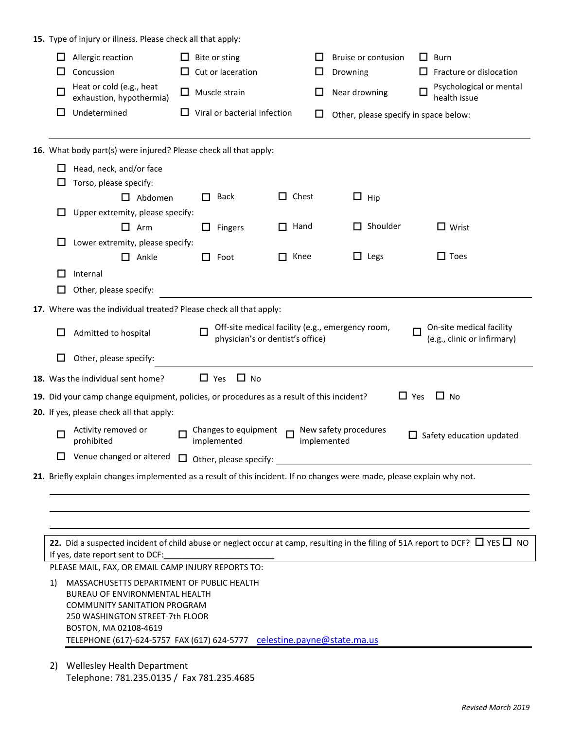**15.** Type of injury or illness. Please check all that apply:

- ☐ Allergic reaction
- ☐ Bite or sting
- ☐ Bruise or contusion
- ☐ Burn
- ☐ Concussion
- ☐ Cut or laceration
- ☐ Drowning
- ☐ Fracture or dislocation
- ☐ Heat or cold (e.g., heat exhaustion, hypothermia)
- ☐ Muscle strain
- ☐ Near drowning
- ☐ Psychological or mental health issue
- ☐ Undetermined
- ☐ Viral or bacterial infection
- ☐ Other, please specify in space below:

\_\_\_\_\_\_\_\_\_\_\_\_\_\_\_\_\_\_\_\_\_\_\_\_\_\_\_\_\_\_\_\_\_\_\_\_\_\_\_\_\_\_\_\_\_\_\_\_

**16.** What body part(s) were injured? Please check all that apply:

- ☐ Head, neck, and/or face
- ☐ Torso, please specify:
  - ☐ Abdomen ☐ Back ☐ Chest ☐ Hip
- ☐ Upper extremity, please specify:
  - ☐ Arm ☐ Fingers ☐ Hand ☐ Shoulder ☐ Wrist
- ☐ Lower extremity, please specify:
  - ☐ Ankle ☐ Foot ☐ Knee ☐ Legs ☐ Toes
- ☐ Internal
- ☐ Other, please specify: \_\_\_\_\_\_\_\_\_\_\_\_\_\_\_\_\_\_\_\_\_\_\_\_\_\_\_\_

**17.** Where was the individual treated? Please check all that apply:

- ☐ Admitted to hospital
- ☐ Off-site medical facility (e.g., emergency room, physician's or dentist's office)
- ☐ On-site medical facility (e.g., clinic or infirmary)
- ☐ Other, please specify: \_\_\_\_\_\_\_\_\_\_\_\_\_\_\_\_\_\_\_\_\_\_\_\_\_\_\_\_

**18.** Was the individual sent home? ☐ Yes ☐ No

**19.** Did your camp change equipment, policies, or procedures as a result of this incident? ☐ Yes ☐ No

**20.** If yes, please check all that apply:

- ☐ Activity removed or prohibited
- ☐ Changes to equipment implemented
- ☐ New safety procedures implemented
- ☐ Safety education updated
- ☐ Venue changed or altered
- ☐ Other, please specify: \_\_\_\_\_\_\_\_\_\_\_\_\_\_\_\_\_\_\_\_\_\_\_\_\_\_\_\_

**21.** Briefly explain changes implemented as a result of this incident. If no changes were made, please explain why not.

\_\_\_\_\_\_\_\_\_\_\_\_\_\_\_\_\_\_\_\_\_\_\_\_\_\_\_\_\_\_\_\_\_\_\_\_\_\_\_\_\_\_\_\_\_\_\_\_

\_\_\_\_\_\_\_\_\_\_\_\_\_\_\_\_\_\_\_\_\_\_\_\_\_\_\_\_\_\_\_\_\_\_\_\_\_\_\_\_\_\_\_\_\_\_\_\_

\_\_\_\_\_\_\_\_\_\_\_\_\_\_\_\_\_\_\_\_\_\_\_\_\_\_\_\_\_\_\_\_\_\_\_\_\_\_\_\_\_\_\_\_\_\_\_\_

**22.** Did a suspected incident of child abuse or neglect occur at camp, resulting in the filing of 51A report to DCF? ☐ YES ☐ NO
If yes, date report sent to DCF:\_\_\_\_\_\_\_\_\_\_\_\_\_\_\_\_\_\_\_\_\_\_\_\_

PLEASE MAIL, FAX, OR EMAIL CAMP INJURY REPORTS TO:

1) MASSACHUSETTS DEPARTMENT OF PUBLIC HEALTH
BUREAU OF ENVIRONMENTAL HEALTH
COMMUNITY SANITATION PROGRAM
250 WASHINGTON STREET-7th FLOOR
BOSTON, MA 02108-4619
TELEPHONE (617)-624-5757 FAX (617) 624-5777 celestine.payne@state.ma.us

2) Wellesley Health Department
Telephone: 781.235.0135 / Fax 781.235.4685

*Revised March 2019*